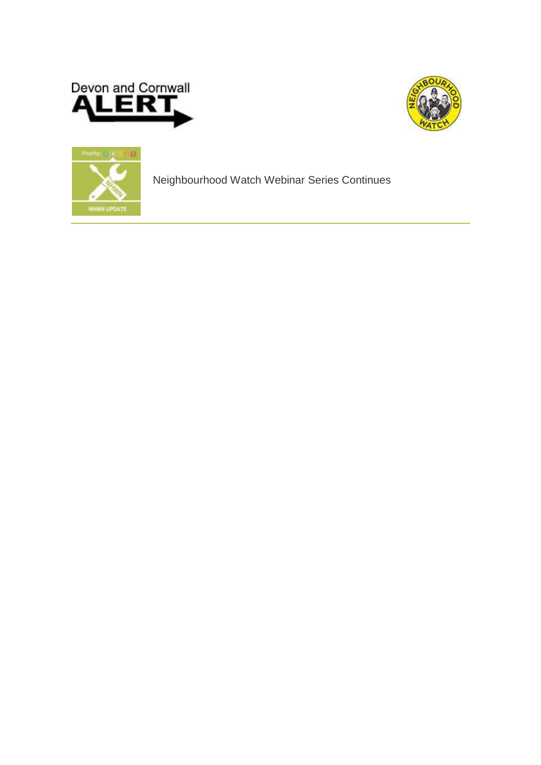Devon and Cornwall

ALERT

Neighbourhood Watch Webinar Series Continues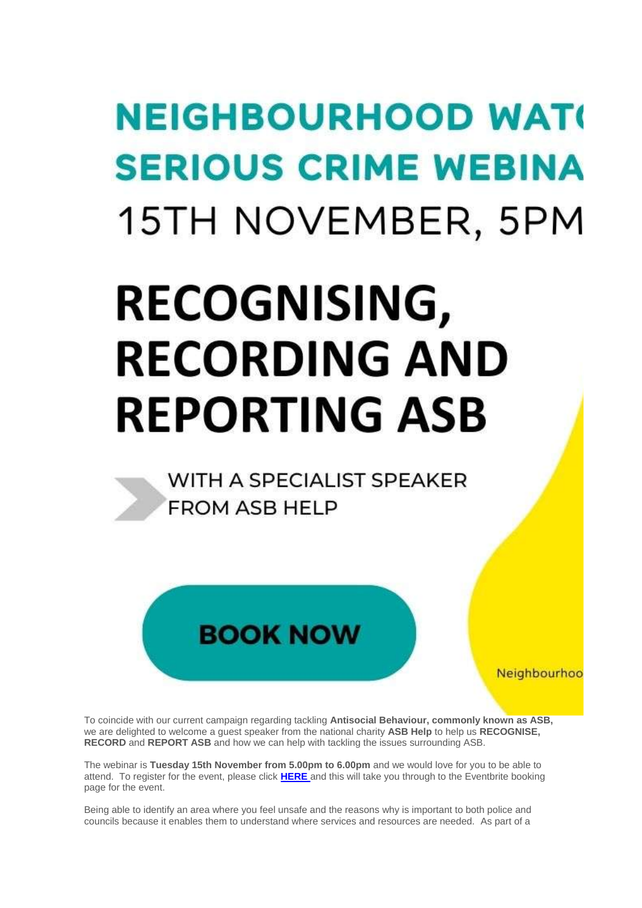# NEIGHBOURHOOD WAT(

# SERIOUS CRIME WEBINA

15TH NOVEMBER, 5PM

# RECOGNISING, RECORDING AND REPORTING ASB

WITH A SPECIALIST SPEAKER FROM ASB HELP

**BOOK NOW**

Neighbourhoo

To coincide with our current campaign regarding tackling **Antisocial Behaviour, commonly known as ASB,** we are delighted to welcome a guest speaker from the national charity **ASB Help** to help us **RECOGNISE, RECORD** and **REPORT ASB** and how we can help with tackling the issues surrounding ASB.

The webinar is **Tuesday 15th November from 5.00pm to 6.00pm** and we would love for you to be able to attend. To register for the event, please click **HERE** and this will take you through to the Eventbrite booking page for the event.

Being able to identify an area where you feel unsafe and the reasons why is important to both police and councils because it enables them to understand where services and resources are needed. As part of a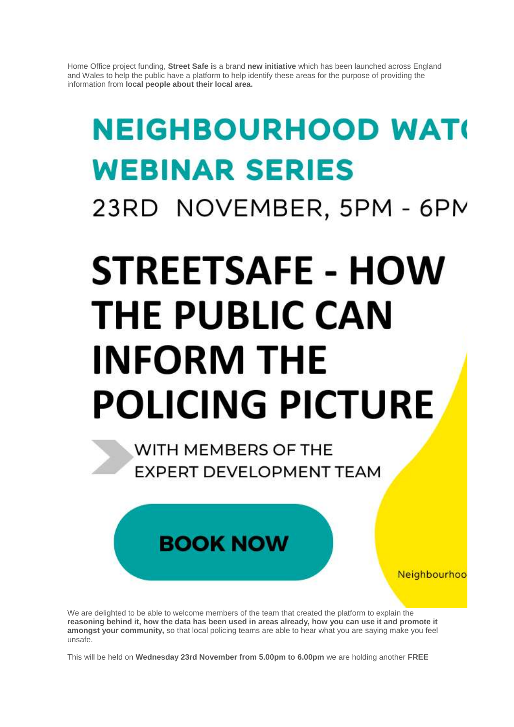Home Office project funding, **Street Safe i**s a brand **new initiative** which has been launched across England and Wales to help the public have a platform to help identify these areas for the purpose of providing the information from **local people about their local area.**

# NEIGHBOURHOOD WATC

# WEBINAR SERIES

23RD NOVEMBER, 5PM - 6PM

# STREETSAFE - HOW THE PUBLIC CAN INFORM THE POLICING PICTURE

WITH MEMBERS OF THE EXPERT DEVELOPMENT TEAM

**BOOK NOW**

Neighbourhoo

We are delighted to be able to welcome members of the team that created the platform to explain the **reasoning behind it, how the data has been used in areas already, how you can use it and promote it amongst your community,** so that local policing teams are able to hear what you are saying make you feel unsafe.

This will be held on **Wednesday 23rd November from 5.00pm to 6.00pm** we are holding another **FREE**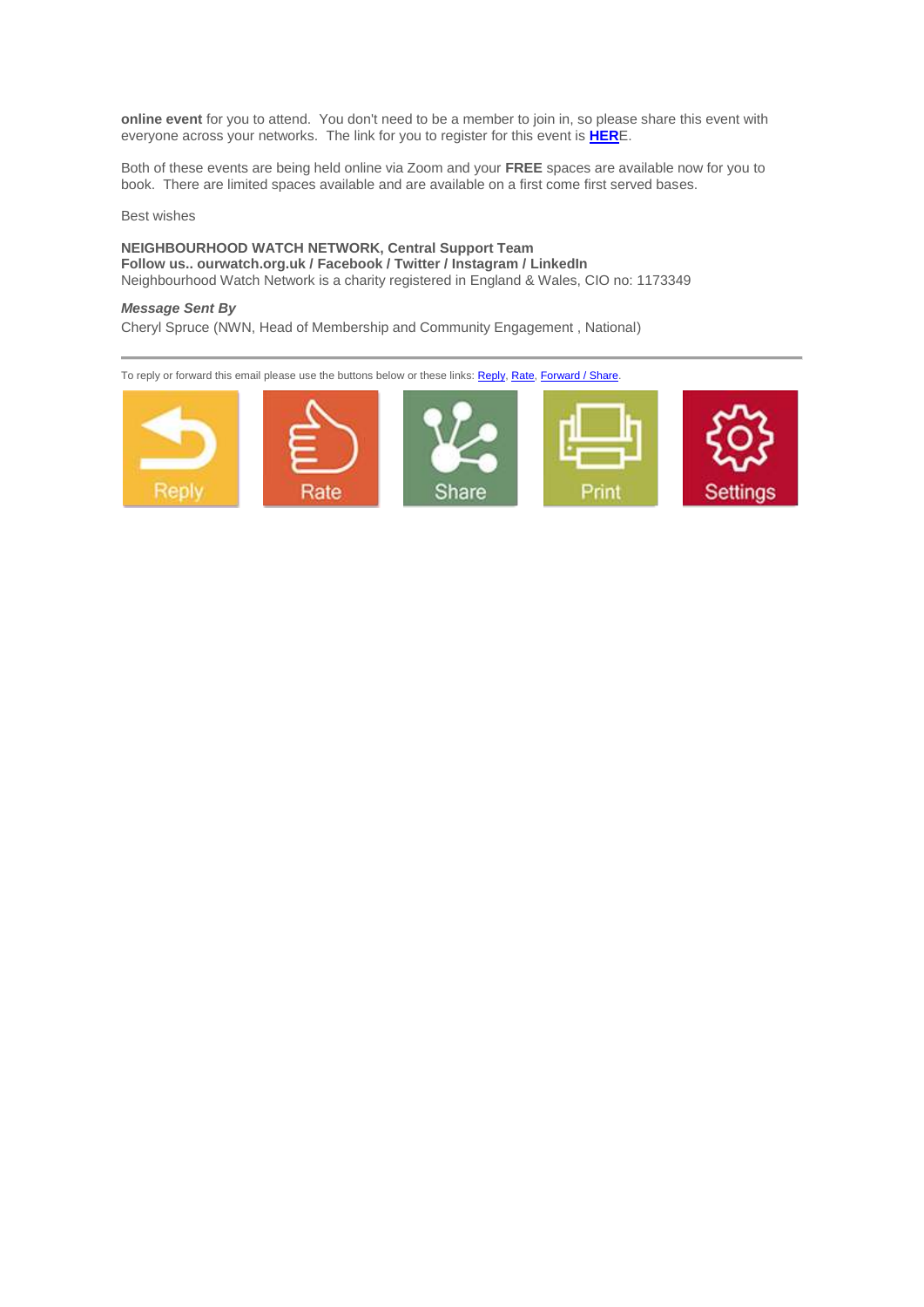**online event** for you to attend. You don't need to be a member to join in, so please share this event with everyone across your networks. The link for you to register for this event is **HER**E.

Both of these events are being held online via Zoom and your **FREE** spaces are available now for you to book. There are limited spaces available and are available on a first come first served bases.

Best wishes

**NEIGHBOURHOOD WATCH NETWORK, Central Support Team**
**Follow us.. ourwatch.org.uk / Facebook / Twitter / Instagram / LinkedIn**
Neighbourhood Watch Network is a charity registered in England & Wales, CIO no: 1173349

***Message Sent By***
Cheryl Spruce (NWN, Head of Membership and Community Engagement , National)

---

To reply or forward this email please use the buttons below or these links: Reply, Rate, Forward / Share.

Reply Rate Share Print Settings